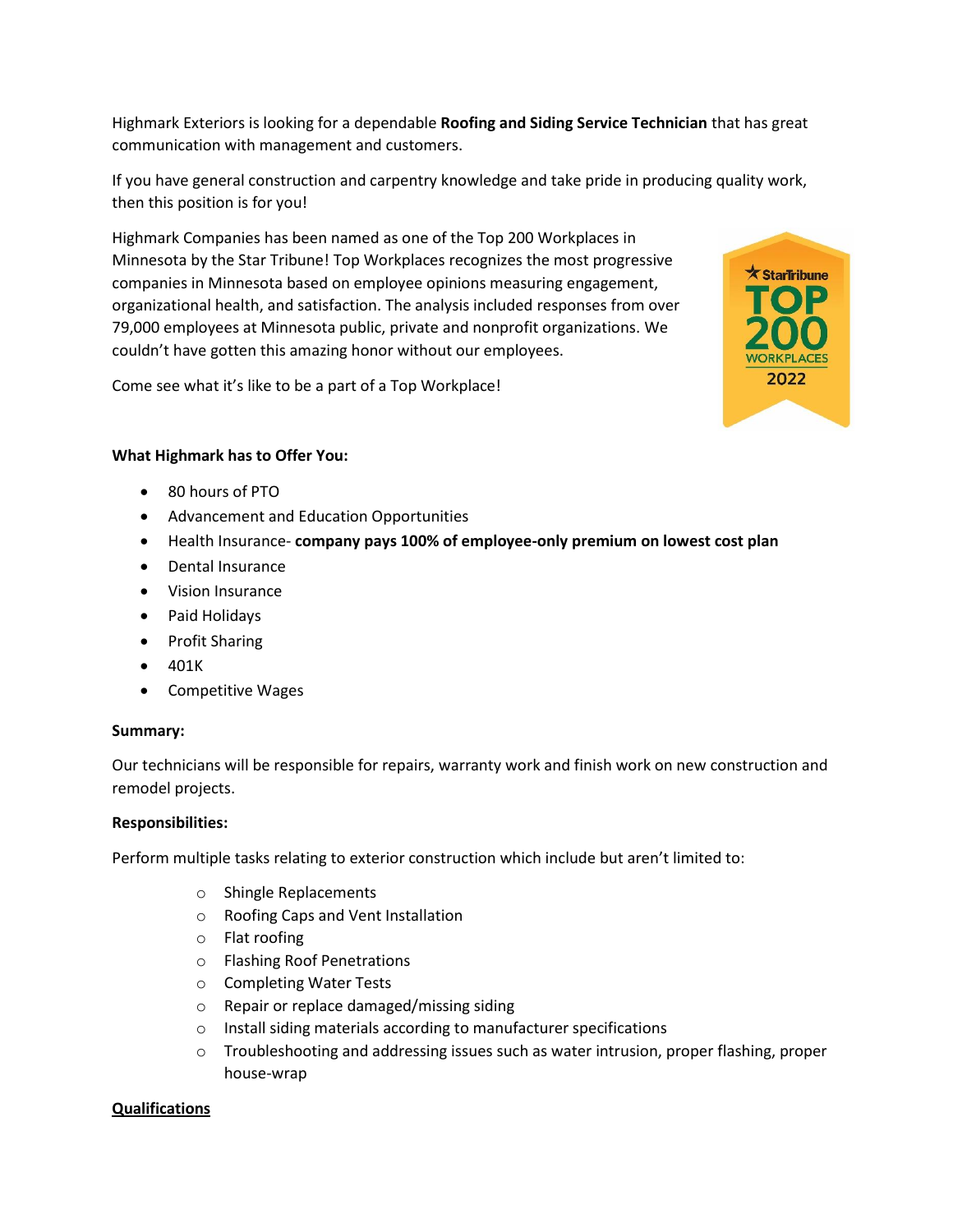Highmark Exteriors is looking for a dependable **Roofing and Siding Service Technician** that has great communication with management and customers.

If you have general construction and carpentry knowledge and take pride in producing quality work, then this position is for you!

Highmark Companies has been named as one of the Top 200 Workplaces in Minnesota by the Star Tribune! Top Workplaces recognizes the most progressive companies in Minnesota based on employee opinions measuring engagement, organizational health, and satisfaction. The analysis included responses from over 79,000 employees at Minnesota public, private and nonprofit organizations. We couldn't have gotten this amazing honor without our employees.

Come see what it's like to be a part of a Top Workplace!

**What Highmark has to Offer You:**

- 80 hours of PTO
- Advancement and Education Opportunities
- Health Insurance- **company pays 100% of employee-only premium on lowest cost plan**
- Dental Insurance
- Vision Insurance
- Paid Holidays
- Profit Sharing
- 401K
- Competitive Wages

**Summary:**

Our technicians will be responsible for repairs, warranty work and finish work on new construction and remodel projects.

**Responsibilities:**

Perform multiple tasks relating to exterior construction which include but aren't limited to:

- Shingle Replacements
- Roofing Caps and Vent Installation
- Flat roofing
- Flashing Roof Penetrations
- Completing Water Tests
- Repair or replace damaged/missing siding
- Install siding materials according to manufacturer specifications
- Troubleshooting and addressing issues such as water intrusion, proper flashing, proper house-wrap

**Qualifications**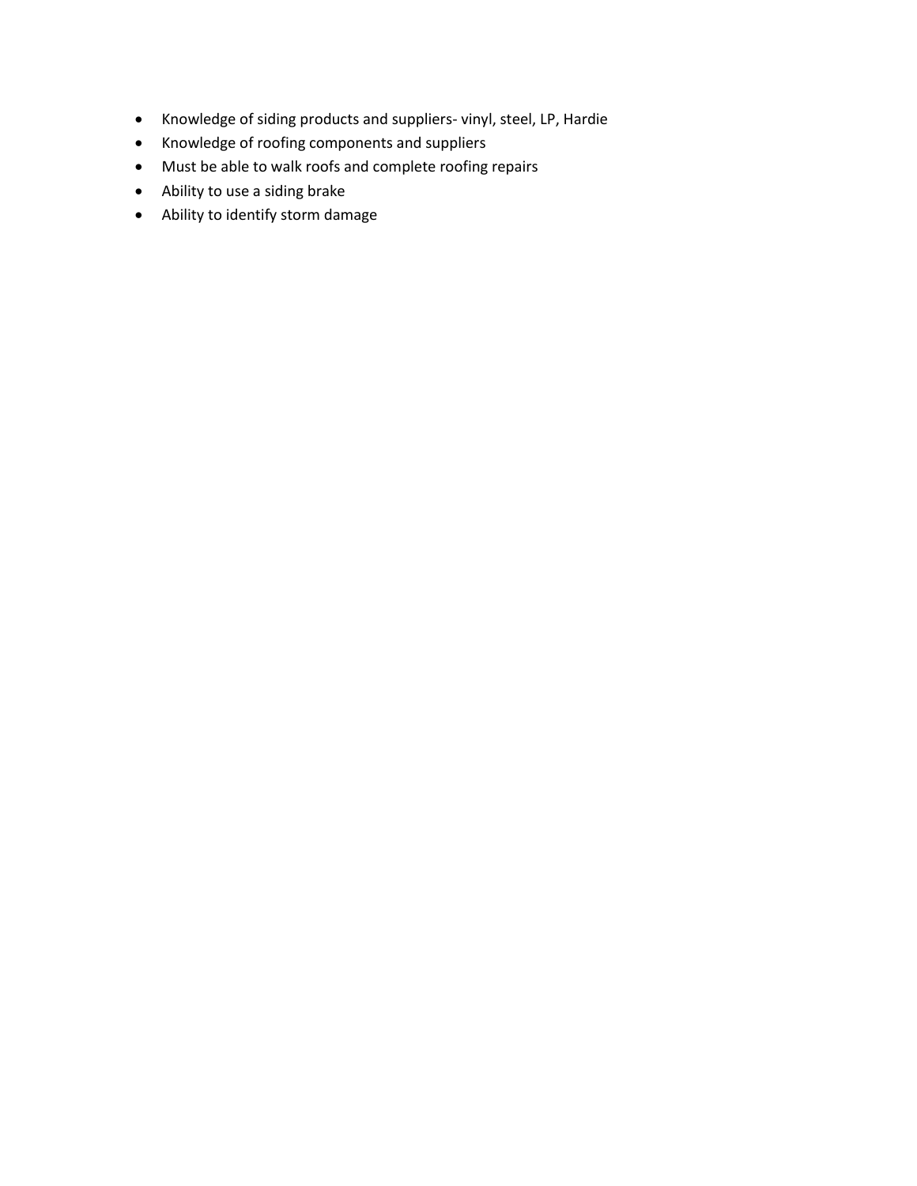- Knowledge of siding products and suppliers- vinyl, steel, LP, Hardie
- Knowledge of roofing components and suppliers
- Must be able to walk roofs and complete roofing repairs
- Ability to use a siding brake
- Ability to identify storm damage